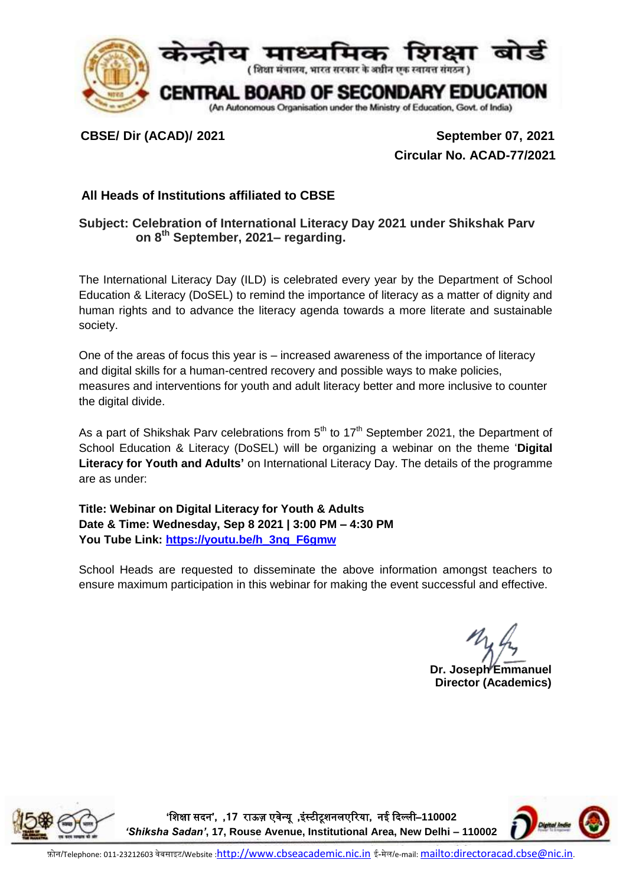# केन्द्रीय माध्यमिक शिक्षा बोर्ड

(शिक्षा मंत्रालय, भारत सरकार के अधीन एक स्वायत्त संगठन)

# CENTRAL BOARD OF SECONDARY EDUCATION

(An Autonomous Organisation under the Ministry of Education, Govt. of India)

**CBSE/ Dir (ACAD)/ 2021**

**September 07, 2021**
**Circular No. ACAD-77/2021**

**All Heads of Institutions affiliated to CBSE**

**Subject: Celebration of International Literacy Day 2021 under Shikshak Parv on 8th September, 2021– regarding.**

The International Literacy Day (ILD) is celebrated every year by the Department of School Education & Literacy (DoSEL) to remind the importance of literacy as a matter of dignity and human rights and to advance the literacy agenda towards a more literate and sustainable society.

One of the areas of focus this year is – increased awareness of the importance of literacy and digital skills for a human-centred recovery and possible ways to make policies, measures and interventions for youth and adult literacy better and more inclusive to counter the digital divide.

As a part of Shikshak Parv celebrations from 5th to 17th September 2021, the Department of School Education & Literacy (DoSEL) will be organizing a webinar on the theme '**Digital Literacy for Youth and Adults'** on International Literacy Day. The details of the programme are as under:

**Title: Webinar on Digital Literacy for Youth & Adults**
**Date & Time: Wednesday, Sep 8 2021 | 3:00 PM – 4:30 PM**
**You Tube Link: [https://youtu.be/h_3nq_F6gmw](https://youtu.be/h_3nq_F6gmw)**

School Heads are requested to disseminate the above information amongst teachers to ensure maximum participation in this webinar for making the event successful and effective.

**Dr. Joseph Emmanuel**
**Director (Academics)**

'शिक्षा सदन', ,17 राऊज़ एवेन्यू ,इंस्टीटूशनलएरिया, नई दिल्ली–110002
*'Shiksha Sadan'*, 17, Rouse Avenue, Institutional Area, New Delhi – 110002

फ़ोन/Telephone: 011-23212603 वेबसाइट/Website :http://www.cbseacademic.nic.in ई-मेल/e-mail: mailto:directoracad.cbse@nic.in.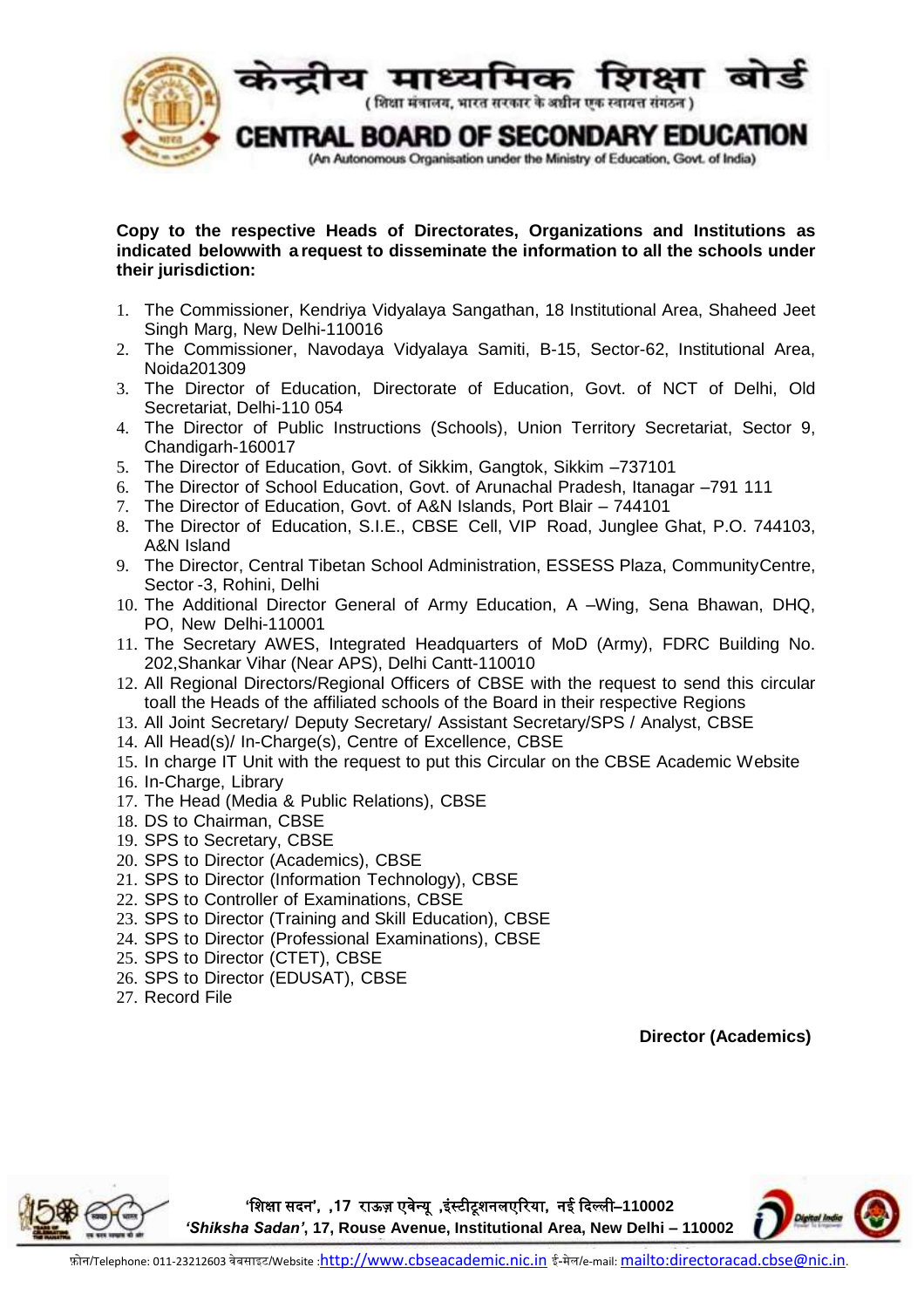**Copy to the respective Heads of Directorates, Organizations and Institutions as indicated belowwith a request to disseminate the information to all the schools under their jurisdiction:**

1. The Commissioner, Kendriya Vidyalaya Sangathan, 18 Institutional Area, Shaheed Jeet Singh Marg, New Delhi-110016
2. The Commissioner, Navodaya Vidyalaya Samiti, B-15, Sector-62, Institutional Area, Noida201309
3. The Director of Education, Directorate of Education, Govt. of NCT of Delhi, Old Secretariat, Delhi-110 054
4. The Director of Public Instructions (Schools), Union Territory Secretariat, Sector 9, Chandigarh-160017
5. The Director of Education, Govt. of Sikkim, Gangtok, Sikkim –737101
6. The Director of School Education, Govt. of Arunachal Pradesh, Itanagar –791 111
7. The Director of Education, Govt. of A&N Islands, Port Blair – 744101
8. The Director of Education, S.I.E., CBSE Cell, VIP Road, Junglee Ghat, P.O. 744103, A&N Island
9. The Director, Central Tibetan School Administration, ESSESS Plaza, CommunityCentre, Sector -3, Rohini, Delhi
10. The Additional Director General of Army Education, A –Wing, Sena Bhawan, DHQ, PO, New Delhi-110001
11. The Secretary AWES, Integrated Headquarters of MoD (Army), FDRC Building No. 202,Shankar Vihar (Near APS), Delhi Cantt-110010
12. All Regional Directors/Regional Officers of CBSE with the request to send this circular toall the Heads of the affiliated schools of the Board in their respective Regions
13. All Joint Secretary/ Deputy Secretary/ Assistant Secretary/SPS / Analyst, CBSE
14. All Head(s)/ In-Charge(s), Centre of Excellence, CBSE
15. In charge IT Unit with the request to put this Circular on the CBSE Academic Website
16. In-Charge, Library
17. The Head (Media & Public Relations), CBSE
18. DS to Chairman, CBSE
19. SPS to Secretary, CBSE
20. SPS to Director (Academics), CBSE
21. SPS to Director (Information Technology), CBSE
22. SPS to Controller of Examinations, CBSE
23. SPS to Director (Training and Skill Education), CBSE
24. SPS to Director (Professional Examinations), CBSE
25. SPS to Director (CTET), CBSE
26. SPS to Director (EDUSAT), CBSE
27. Record File

**Director (Academics)**